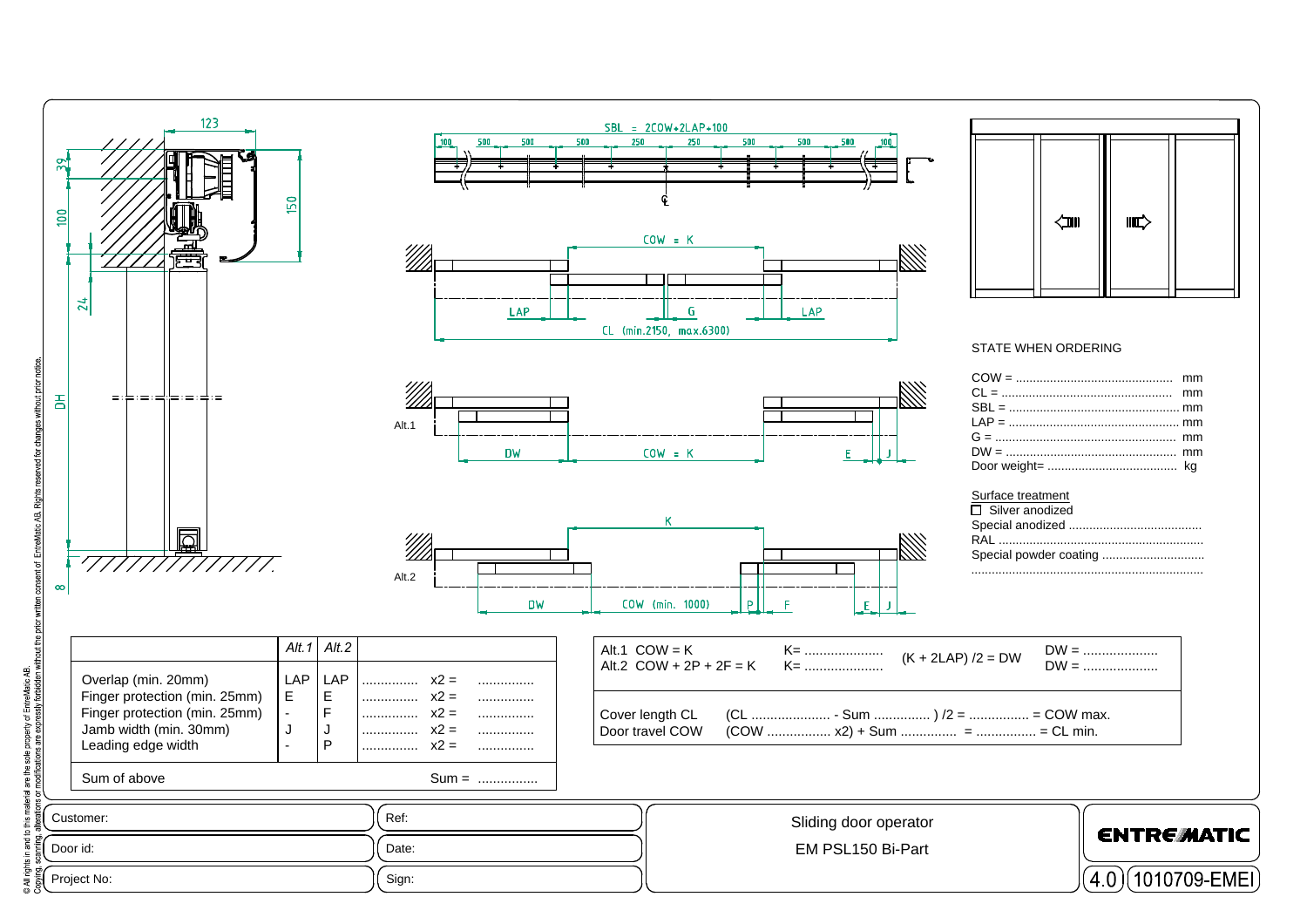SBL = 2COW+2LAP+100

COW = K

LAP G LAP

CL (min.2150, max.6300)

Alt.1

DW COW = K E J

K

Alt.2

DW COW (min. 1000) P F E J

STATE WHEN ORDERING

COW = .............................................. mm
CL = .................................................. mm
SBL = .................................................. mm
LAP = .................................................. mm
G = ...................................................... mm
DW = .................................................. mm
Door weight= ...................................... kg

Surface treatment

- ☐ Silver anodized

Special anodized .......................................
RAL ............................................................
Special powder coating ..............................
...................................................................

| | *Alt.1* | *Alt.2* | | | |
|---|---|---|---|---|---|
| Overlap (min. 20mm) | LAP | LAP | .............. | x2 = | .............. |
| Finger protection (min. 25mm) | E | E | .............. | x2 = | .............. |
| Finger protection (min. 25mm) | - | F | .............. | x2 = | .............. |
| Jamb width (min. 30mm) | J | J | .............. | x2 = | .............. |
| Leading edge width | - | P | .............. | x2 = | .............. |
| Sum of above | | | | Sum = | ................ |

Alt.1 COW = K  K= .....................  (K + 2LAP) /2 = DW  DW = ....................
Alt.2 COW + 2P + 2F = K  K= .....................  DW = ....................

Cover length CL (CL ..................... - Sum .............. ) /2 = ................ = COW max.
Door travel COW (COW ................. x2) + Sum .............. = ............... = CL min.

| | | |
|---|---|---|
| Customer: | Ref: | Sliding door operator |
| Door id: | Date: | EM PSL150 Bi-Part |
| Project No: | Sign: | |

ENTREMATIC

4.0 1010709-EMEI

© All rights in and to this material are the sole property of EntreMatic AB. Copying, scanning, alterations or modifications are expressly forbidden without the prior written consent of EntreMatic AB. Rights reserved for changes without prior notice.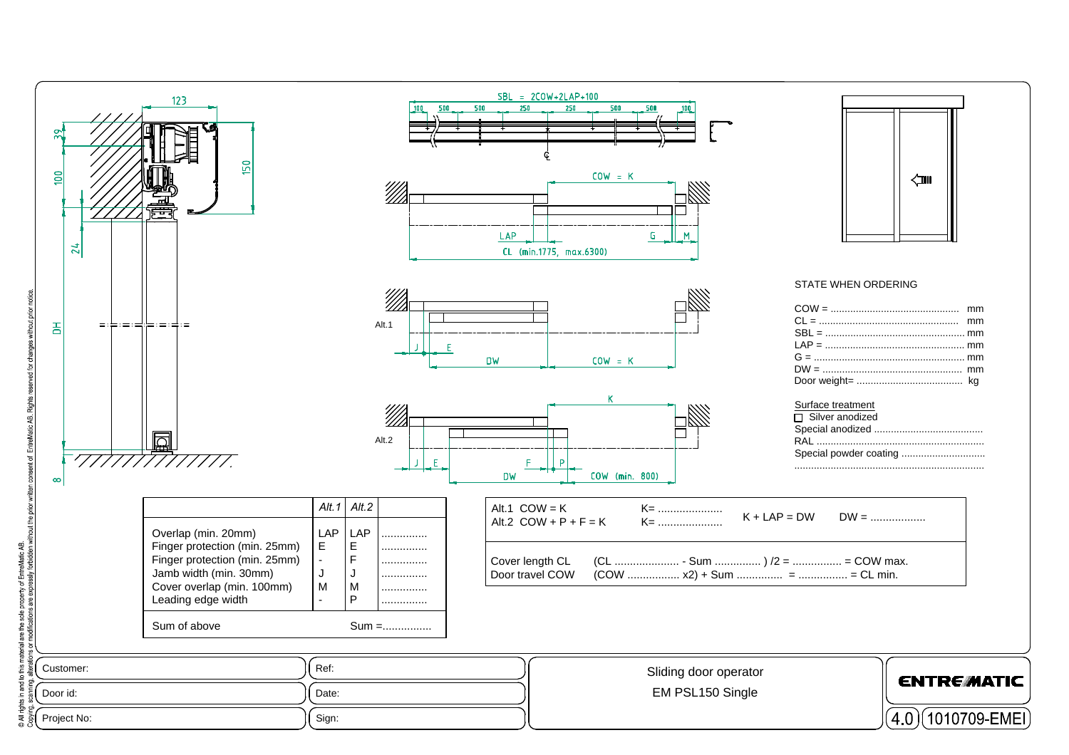SBL = 2COW+2LAP+100

COW = K

LAP

G

M

CL (min.1775, max.6300)

Alt.1

J E DW COW = K

Alt.2

K

J E F P DW COW (min. 800)

STATE WHEN ORDERING

COW = ............................................. mm
CL = ................................................. mm
SBL = ................................................. mm
LAP = ................................................. mm
G = ...................................................... mm
DW = ................................................. mm
Door weight= ...................................... kg

Surface treatment

☐ Silver anodized
Special anodized ......................................
RAL ...........................................................
Special powder coating .............................
...................................................................

| | Alt.1 | Alt.2 | |
|---|---|---|---|
| Overlap (min. 20mm) | LAP | LAP | .............. |
| Finger protection (min. 25mm) | E | E | .............. |
| Finger protection (min. 25mm) | - | F | .............. |
| Jamb width (min. 30mm) | J | J | .............. |
| Cover overlap (min. 100mm) | M | M | .............. |
| Leading edge width | - | P | .............. |
| Sum of above | | Sum =................ | |

Alt.1 COW = K  K= .....................
Alt.2 COW + P + F = K  K= .....................
K + LAP = DW  DW = ..................

Cover length CL  (CL ..................... - Sum ............... ) /2 = ................ = COW max.
Door travel COW  (COW ................. x2) + Sum ............... = ................ = CL min.

| | | |
|---|---|---|
| Customer: | Ref: | Sliding door operator<br>EM PSL150 Single |
| Door id: | Date: | |
| Project No: | Sign: | |

ENTREMATIC

4.0 1010709-EMEI

© All rights in and to this material are the sole property of EntreMatic AB. Copying, scanning, alterations or modifications are expressly forbidden without the prior written consent of EntreMatic AB. Rights reserved for changes without prior notice.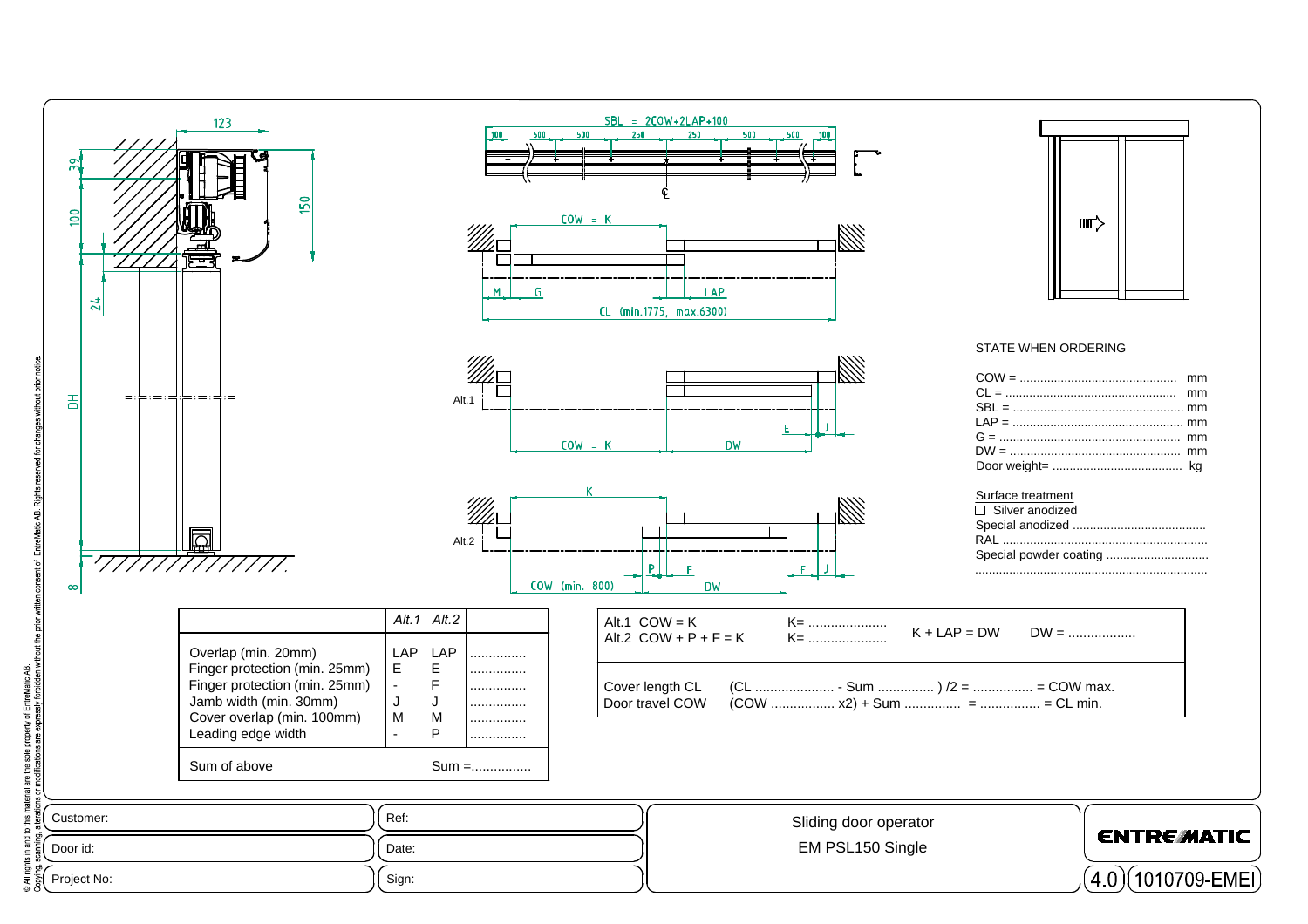SBL = 2COW+2LAP+100

COW = K

M G LAP

CL (min.1775, max.6300)

Alt.1

COW = K DW

E J

Alt.2

K

P F E J

COW (min. 800) DW

STATE WHEN ORDERING

COW = ............................................ mm
CL = ................................................ mm
SBL = ................................................ mm
LAP = ................................................ mm
G = .................................................... mm
DW = ................................................ mm
Door weight= ...................................... kg

Surface treatment

☐ Silver anodized
Special anodized .......................................
RAL ...........................................................
Special powder coating ..............................
..................................................................

| | Alt.1 | Alt.2 | |
|---|---|---|---|
| Overlap (min. 20mm) | LAP | LAP | .............. |
| Finger protection (min. 25mm) | E | E | .............. |
| Finger protection (min. 25mm) | - | F | .............. |
| Jamb width (min. 30mm) | J | J | .............. |
| Cover overlap (min. 100mm) | M | M | .............. |
| Leading edge width | - | P | .............. |
| Sum of above | | Sum =................ | |

Alt.1 COW = K     K= ....................
Alt.2 COW + P + F = K     K= ....................

K + LAP = DW     DW = .................

Cover length CL     (CL .................... - Sum .............. ) /2 = ................ = COW max.
Door travel COW     (COW ................ x2) + Sum .............. = ................ = CL min.

| | | |
|---|---|---|
| Customer: | Ref: | Sliding door operator |
| Door id: | Date: | EM PSL150 Single |
| Project No: | Sign: | |

ENTREMATIC

4.0 1010709-EMEI

© All rights in and to this material are the sole property of EntreMatic AB. Copying, scanning, alterations or modifications are expressly forbidden without the prior written consent of EntreMatic AB. Rights reserved for changes without prior notice.